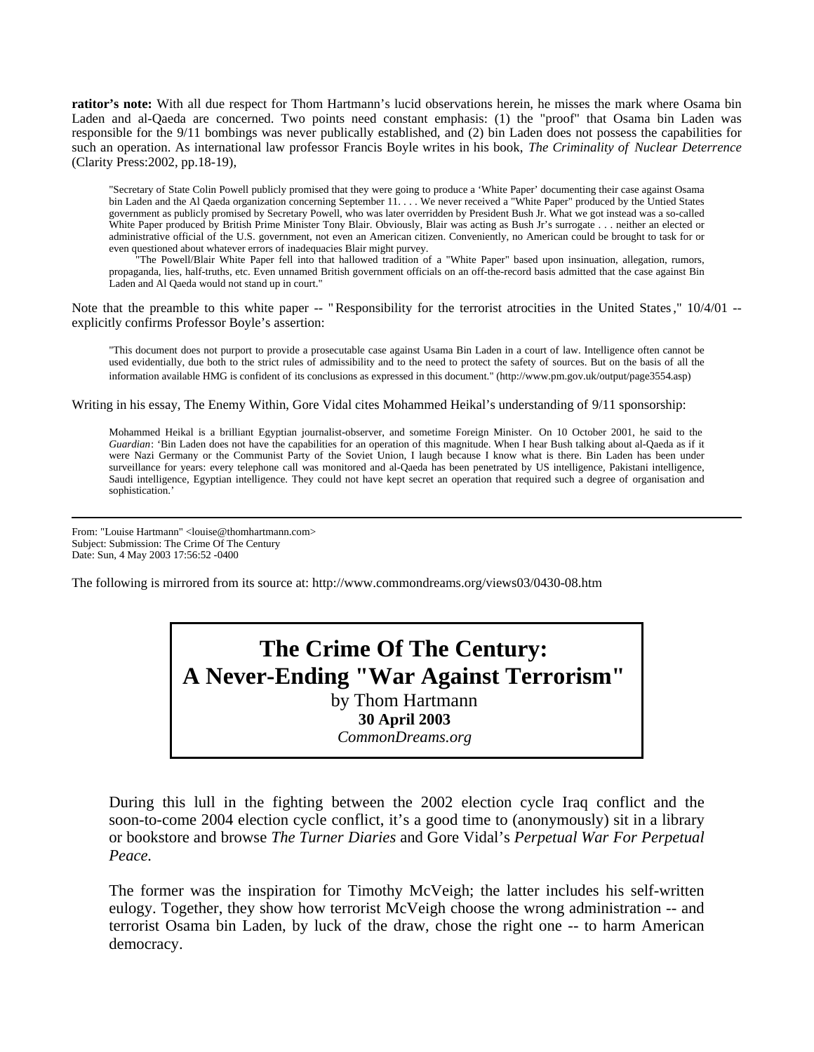**ratitor's note:** With all due respect for Thom Hartmann's lucid observations herein, he misses the mark where Osama bin Laden and al-Qaeda are concerned. Two points need constant emphasis: (1) the "proof" that Osama bin Laden was responsible for the 9/11 bombings was never publically established, and (2) bin Laden does not possess the capabilities for such an operation. As international law professor Francis Boyle writes in his book, *The Criminality of Nuclear Deterrence* (Clarity Press:2002, pp.18-19),

> "Secretary of State Colin Powell publicly promised that they were going to produce a 'White Paper' documenting their case against Osama bin Laden and the Al Qaeda organization concerning September 11. . . . We never received a "White Paper" produced by the Untied States government as publicly promised by Secretary Powell, who was later overridden by President Bush Jr. What we got instead was a so-called White Paper produced by British Prime Minister Tony Blair. Obviously, Blair was acting as Bush Jr's surrogate . . . neither an elected or administrative official of the U.S. government, not even an American citizen. Conveniently, no American could be brought to task for or even questioned about whatever errors of inadequacies Blair might purvey.
>
> "The Powell/Blair White Paper fell into that hallowed tradition of a "White Paper" based upon insinuation, allegation, rumors, propaganda, lies, half-truths, etc. Even unnamed British government officials on an off-the-record basis admitted that the case against Bin Laden and Al Qaeda would not stand up in court."

Note that the preamble to this white paper -- "Responsibility for the terrorist atrocities in the United States," 10/4/01 -- explicitly confirms Professor Boyle's assertion:

> "This document does not purport to provide a prosecutable case against Usama Bin Laden in a court of law. Intelligence often cannot be used evidentially, due both to the strict rules of admissibility and to the need to protect the safety of sources. But on the basis of all the information available HMG is confident of its conclusions as expressed in this document." (http://www.pm.gov.uk/output/page3554.asp)

Writing in his essay, The Enemy Within, Gore Vidal cites Mohammed Heikal's understanding of 9/11 sponsorship:

> Mohammed Heikal is a brilliant Egyptian journalist-observer, and sometime Foreign Minister. On 10 October 2001, he said to the *Guardian*: 'Bin Laden does not have the capabilities for an operation of this magnitude. When I hear Bush talking about al-Qaeda as if it were Nazi Germany or the Communist Party of the Soviet Union, I laugh because I know what is there. Bin Laden has been under surveillance for years: every telephone call was monitored and al-Qaeda has been penetrated by US intelligence, Pakistani intelligence, Saudi intelligence, Egyptian intelligence. They could not have kept secret an operation that required such a degree of organisation and sophistication.'

---

From: "Louise Hartmann" <louise@thomhartmann.com>
Subject: Submission: The Crime Of The Century
Date: Sun, 4 May 2003 17:56:52 -0400

The following is mirrored from its source at: http://www.commondreams.org/views03/0430-08.htm

# The Crime Of The Century: A Never-Ending "War Against Terrorism"

by Thom Hartmann
**30 April 2003**
*CommonDreams.org*

During this lull in the fighting between the 2002 election cycle Iraq conflict and the soon-to-come 2004 election cycle conflict, it's a good time to (anonymously) sit in a library or bookstore and browse *The Turner Diaries* and Gore Vidal's *Perpetual War For Perpetual Peace.*

The former was the inspiration for Timothy McVeigh; the latter includes his self-written eulogy. Together, they show how terrorist McVeigh choose the wrong administration -- and terrorist Osama bin Laden, by luck of the draw, chose the right one -- to harm American democracy.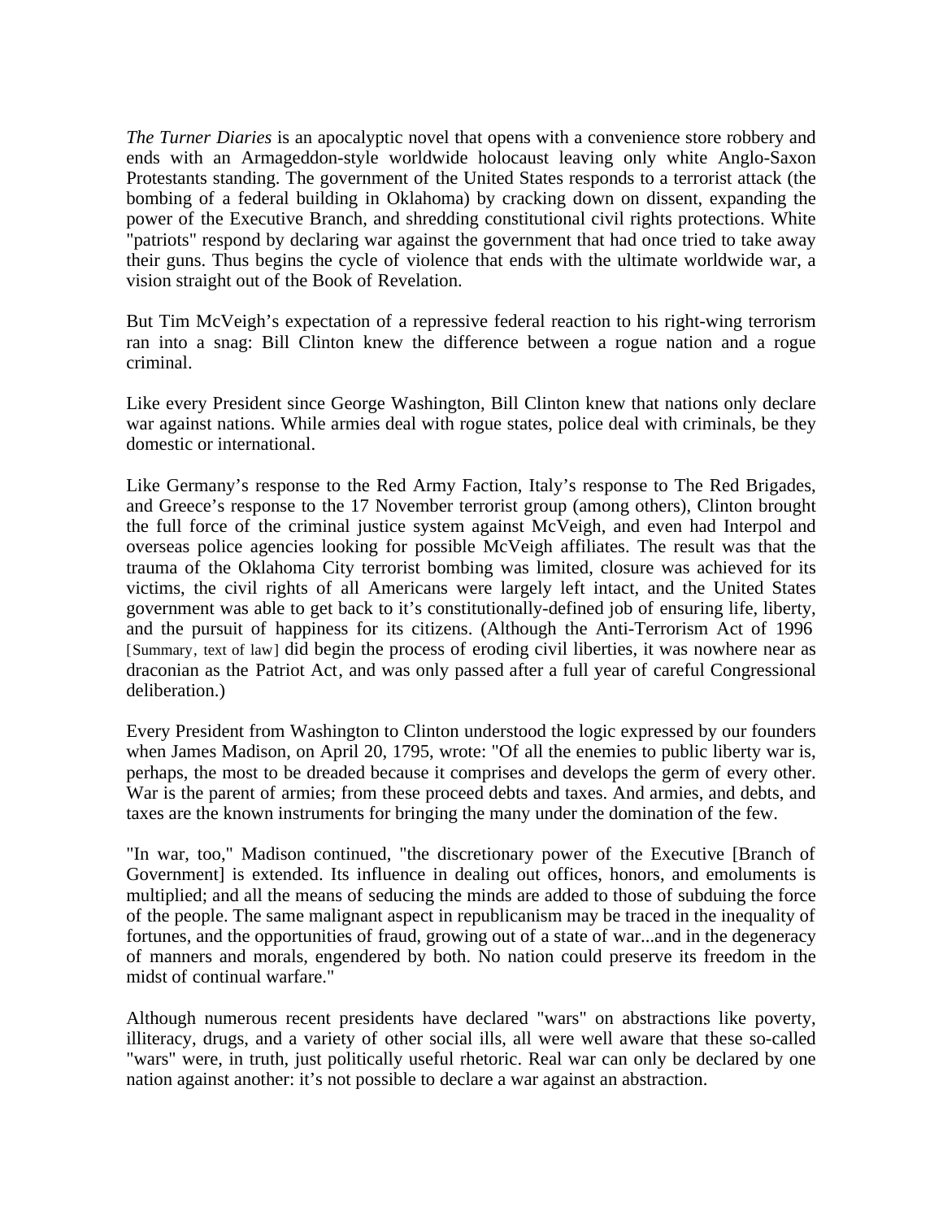*The Turner Diaries* is an apocalyptic novel that opens with a convenience store robbery and ends with an Armageddon-style worldwide holocaust leaving only white Anglo-Saxon Protestants standing. The government of the United States responds to a terrorist attack (the bombing of a federal building in Oklahoma) by cracking down on dissent, expanding the power of the Executive Branch, and shredding constitutional civil rights protections. White "patriots" respond by declaring war against the government that had once tried to take away their guns. Thus begins the cycle of violence that ends with the ultimate worldwide war, a vision straight out of the Book of Revelation.

But Tim McVeigh's expectation of a repressive federal reaction to his right-wing terrorism ran into a snag: Bill Clinton knew the difference between a rogue nation and a rogue criminal.

Like every President since George Washington, Bill Clinton knew that nations only declare war against nations. While armies deal with rogue states, police deal with criminals, be they domestic or international.

Like Germany's response to the Red Army Faction, Italy's response to The Red Brigades, and Greece's response to the 17 November terrorist group (among others), Clinton brought the full force of the criminal justice system against McVeigh, and even had Interpol and overseas police agencies looking for possible McVeigh affiliates. The result was that the trauma of the Oklahoma City terrorist bombing was limited, closure was achieved for its victims, the civil rights of all Americans were largely left intact, and the United States government was able to get back to it's constitutionally-defined job of ensuring life, liberty, and the pursuit of happiness for its citizens. (Although the Anti-Terrorism Act of 1996 [Summary, text of law] did begin the process of eroding civil liberties, it was nowhere near as draconian as the Patriot Act, and was only passed after a full year of careful Congressional deliberation.)

Every President from Washington to Clinton understood the logic expressed by our founders when James Madison, on April 20, 1795, wrote: "Of all the enemies to public liberty war is, perhaps, the most to be dreaded because it comprises and develops the germ of every other. War is the parent of armies; from these proceed debts and taxes. And armies, and debts, and taxes are the known instruments for bringing the many under the domination of the few.

"In war, too," Madison continued, "the discretionary power of the Executive [Branch of Government] is extended. Its influence in dealing out offices, honors, and emoluments is multiplied; and all the means of seducing the minds are added to those of subduing the force of the people. The same malignant aspect in republicanism may be traced in the inequality of fortunes, and the opportunities of fraud, growing out of a state of war...and in the degeneracy of manners and morals, engendered by both. No nation could preserve its freedom in the midst of continual warfare."

Although numerous recent presidents have declared "wars" on abstractions like poverty, illiteracy, drugs, and a variety of other social ills, all were well aware that these so-called "wars" were, in truth, just politically useful rhetoric. Real war can only be declared by one nation against another: it's not possible to declare a war against an abstraction.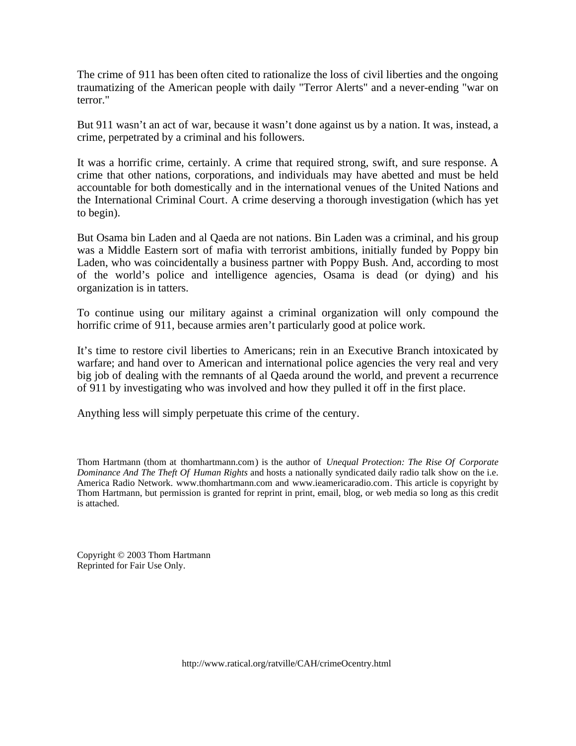The crime of 911 has been often cited to rationalize the loss of civil liberties and the ongoing traumatizing of the American people with daily "Terror Alerts" and a never-ending "war on terror."

But 911 wasn't an act of war, because it wasn't done against us by a nation. It was, instead, a crime, perpetrated by a criminal and his followers.

It was a horrific crime, certainly. A crime that required strong, swift, and sure response. A crime that other nations, corporations, and individuals may have abetted and must be held accountable for both domestically and in the international venues of the United Nations and the International Criminal Court. A crime deserving a thorough investigation (which has yet to begin).

But Osama bin Laden and al Qaeda are not nations. Bin Laden was a criminal, and his group was a Middle Eastern sort of mafia with terrorist ambitions, initially funded by Poppy bin Laden, who was coincidentally a business partner with Poppy Bush. And, according to most of the world's police and intelligence agencies, Osama is dead (or dying) and his organization is in tatters.

To continue using our military against a criminal organization will only compound the horrific crime of 911, because armies aren't particularly good at police work.

It's time to restore civil liberties to Americans; rein in an Executive Branch intoxicated by warfare; and hand over to American and international police agencies the very real and very big job of dealing with the remnants of al Qaeda around the world, and prevent a recurrence of 911 by investigating who was involved and how they pulled it off in the first place.

Anything less will simply perpetuate this crime of the century.

Thom Hartmann (thom at thomhartmann.com) is the author of *Unequal Protection: The Rise Of Corporate Dominance And The Theft Of Human Rights* and hosts a nationally syndicated daily radio talk show on the i.e. America Radio Network. www.thomhartmann.com and www.ieamericaradio.com. This article is copyright by Thom Hartmann, but permission is granted for reprint in print, email, blog, or web media so long as this credit is attached.

Copyright © 2003 Thom Hartmann
Reprinted for Fair Use Only.

http://www.ratical.org/ratville/CAH/crimeOcentry.html